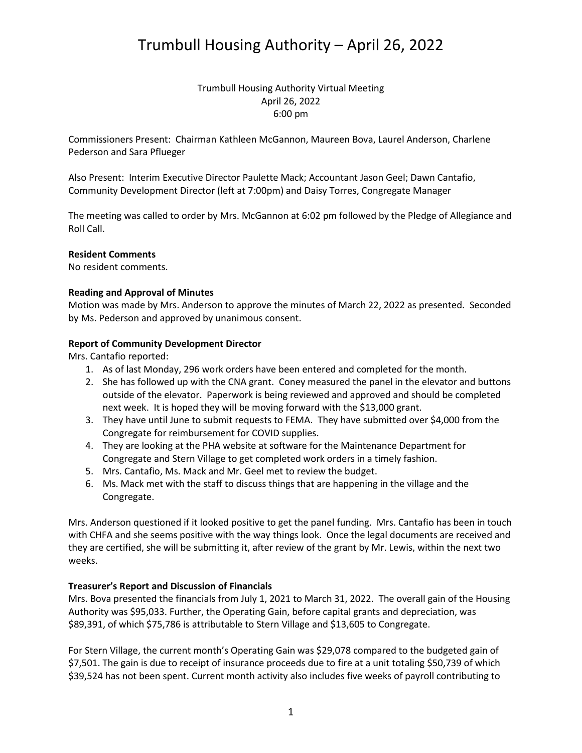# Trumbull Housing Authority – April 26, 2022

Trumbull Housing Authority Virtual Meeting
April 26, 2022
6:00 pm

Commissioners Present: Chairman Kathleen McGannon, Maureen Bova, Laurel Anderson, Charlene Pederson and Sara Pflueger

Also Present: Interim Executive Director Paulette Mack; Accountant Jason Geel; Dawn Cantafio, Community Development Director (left at 7:00pm) and Daisy Torres, Congregate Manager

The meeting was called to order by Mrs. McGannon at 6:02 pm followed by the Pledge of Allegiance and Roll Call.

**Resident Comments**
No resident comments.

**Reading and Approval of Minutes**
Motion was made by Mrs. Anderson to approve the minutes of March 22, 2022 as presented. Seconded by Ms. Pederson and approved by unanimous consent.

**Report of Community Development Director**
Mrs. Cantafio reported:

1. As of last Monday, 296 work orders have been entered and completed for the month.
2. She has followed up with the CNA grant. Coney measured the panel in the elevator and buttons outside of the elevator. Paperwork is being reviewed and approved and should be completed next week. It is hoped they will be moving forward with the $13,000 grant.
3. They have until June to submit requests to FEMA. They have submitted over $4,000 from the Congregate for reimbursement for COVID supplies.
4. They are looking at the PHA website at software for the Maintenance Department for Congregate and Stern Village to get completed work orders in a timely fashion.
5. Mrs. Cantafio, Ms. Mack and Mr. Geel met to review the budget.
6. Ms. Mack met with the staff to discuss things that are happening in the village and the Congregate.

Mrs. Anderson questioned if it looked positive to get the panel funding. Mrs. Cantafio has been in touch with CHFA and she seems positive with the way things look. Once the legal documents are received and they are certified, she will be submitting it, after review of the grant by Mr. Lewis, within the next two weeks.

**Treasurer's Report and Discussion of Financials**
Mrs. Bova presented the financials from July 1, 2021 to March 31, 2022. The overall gain of the Housing Authority was $95,033. Further, the Operating Gain, before capital grants and depreciation, was $89,391, of which $75,786 is attributable to Stern Village and $13,605 to Congregate.

For Stern Village, the current month's Operating Gain was $29,078 compared to the budgeted gain of $7,501. The gain is due to receipt of insurance proceeds due to fire at a unit totaling $50,739 of which $39,524 has not been spent. Current month activity also includes five weeks of payroll contributing to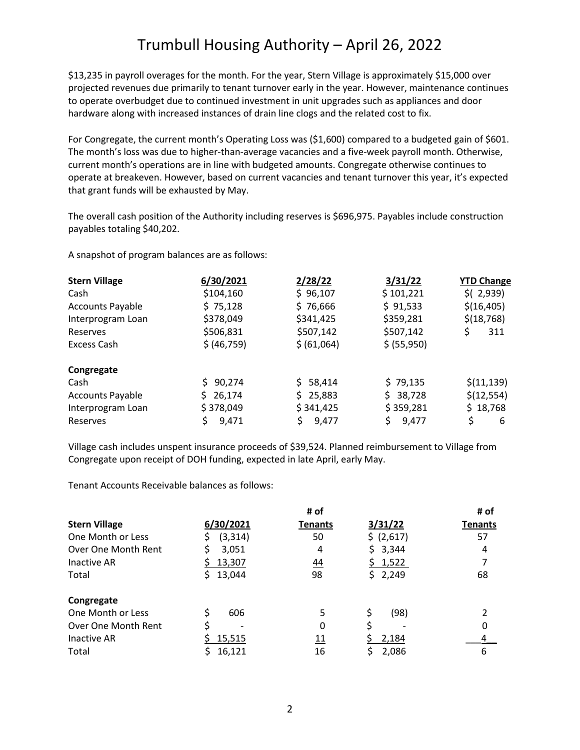# Trumbull Housing Authority – April 26, 2022

$13,235 in payroll overages for the month. For the year, Stern Village is approximately $15,000 over projected revenues due primarily to tenant turnover early in the year. However, maintenance continues to operate overbudget due to continued investment in unit upgrades such as appliances and door hardware along with increased instances of drain line clogs and the related cost to fix.

For Congregate, the current month's Operating Loss was ($1,600) compared to a budgeted gain of $601. The month's loss was due to higher-than-average vacancies and a five-week payroll month. Otherwise, current month's operations are in line with budgeted amounts. Congregate otherwise continues to operate at breakeven. However, based on current vacancies and tenant turnover this year, it's expected that grant funds will be exhausted by May.

The overall cash position of the Authority including reserves is $696,975. Payables include construction payables totaling $40,202.

A snapshot of program balances are as follows:

| **Stern Village** | 6/30/2021 | 2/28/22 | 3/31/22 | YTD Change |
|---|---|---|---|---|
| Cash | $104,160 | $ 96,107 | $ 101,221 | $( 2,939) |
| Accounts Payable | $ 75,128 | $ 76,666 | $ 91,533 | $(16,405) |
| Interprogram Loan | $378,049 | $341,425 | $359,281 | $(18,768) |
| Reserves | $506,831 | $507,142 | $507,142 | $ 311 |
| Excess Cash | $ (46,759) | $ (61,064) | $ (55,950) | |
| **Congregate** | | | | |
| Cash | $ 90,274 | $ 58,414 | $ 79,135 | $(11,139) |
| Accounts Payable | $ 26,174 | $ 25,883 | $ 38,728 | $(12,554) |
| Interprogram Loan | $ 378,049 | $ 341,425 | $ 359,281 | $ 18,768 |
| Reserves | $ 9,471 | $ 9,477 | $ 9,477 | $ 6 |

Village cash includes unspent insurance proceeds of $39,524. Planned reimbursement to Village from Congregate upon receipt of DOH funding, expected in late April, early May.

Tenant Accounts Receivable balances as follows:

| **Stern Village** | 6/30/2021 | # of Tenants | 3/31/22 | # of Tenants |
|---|---|---|---|---|
| One Month or Less | $ (3,314) | 50 | $ (2,617) | 57 |
| Over One Month Rent | $ 3,051 | 4 | $ 3,344 | 4 |
| Inactive AR | $ 13,307 | 44 | $ 1,522 | 7 |
| Total | $ 13,044 | 98 | $ 2,249 | 68 |
| **Congregate** | | | | |
| One Month or Less | $ 606 | 5 | $ (98) | 2 |
| Over One Month Rent | $ - | 0 | $ - | 0 |
| Inactive AR | $ 15,515 | 11 | $ 2,184 | 4 |
| Total | $ 16,121 | 16 | $ 2,086 | 6 |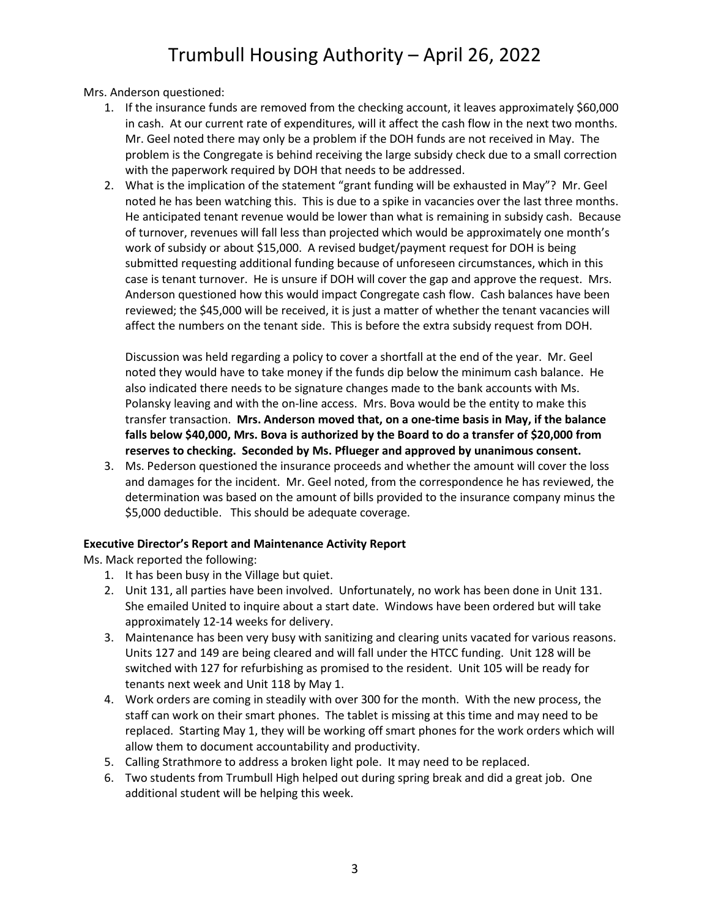Mrs. Anderson questioned:

1. If the insurance funds are removed from the checking account, it leaves approximately $60,000 in cash. At our current rate of expenditures, will it affect the cash flow in the next two months. Mr. Geel noted there may only be a problem if the DOH funds are not received in May. The problem is the Congregate is behind receiving the large subsidy check due to a small correction with the paperwork required by DOH that needs to be addressed.
2. What is the implication of the statement "grant funding will be exhausted in May"? Mr. Geel noted he has been watching this. This is due to a spike in vacancies over the last three months. He anticipated tenant revenue would be lower than what is remaining in subsidy cash. Because of turnover, revenues will fall less than projected which would be approximately one month's work of subsidy or about $15,000. A revised budget/payment request for DOH is being submitted requesting additional funding because of unforeseen circumstances, which in this case is tenant turnover. He is unsure if DOH will cover the gap and approve the request. Mrs. Anderson questioned how this would impact Congregate cash flow. Cash balances have been reviewed; the $45,000 will be received, it is just a matter of whether the tenant vacancies will affect the numbers on the tenant side. This is before the extra subsidy request from DOH.

   Discussion was held regarding a policy to cover a shortfall at the end of the year. Mr. Geel noted they would have to take money if the funds dip below the minimum cash balance. He also indicated there needs to be signature changes made to the bank accounts with Ms. Polansky leaving and with the on-line access. Mrs. Bova would be the entity to make this transfer transaction. **Mrs. Anderson moved that, on a one-time basis in May, if the balance falls below $40,000, Mrs. Bova is authorized by the Board to do a transfer of $20,000 from reserves to checking. Seconded by Ms. Pflueger and approved by unanimous consent.**
3. Ms. Pederson questioned the insurance proceeds and whether the amount will cover the loss and damages for the incident. Mr. Geel noted, from the correspondence he has reviewed, the determination was based on the amount of bills provided to the insurance company minus the $5,000 deductible. This should be adequate coverage.

**Executive Director's Report and Maintenance Activity Report**

Ms. Mack reported the following:

1. It has been busy in the Village but quiet.
2. Unit 131, all parties have been involved. Unfortunately, no work has been done in Unit 131. She emailed United to inquire about a start date. Windows have been ordered but will take approximately 12-14 weeks for delivery.
3. Maintenance has been very busy with sanitizing and clearing units vacated for various reasons. Units 127 and 149 are being cleared and will fall under the HTCC funding. Unit 128 will be switched with 127 for refurbishing as promised to the resident. Unit 105 will be ready for tenants next week and Unit 118 by May 1.
4. Work orders are coming in steadily with over 300 for the month. With the new process, the staff can work on their smart phones. The tablet is missing at this time and may need to be replaced. Starting May 1, they will be working off smart phones for the work orders which will allow them to document accountability and productivity.
5. Calling Strathmore to address a broken light pole. It may need to be replaced.
6. Two students from Trumbull High helped out during spring break and did a great job. One additional student will be helping this week.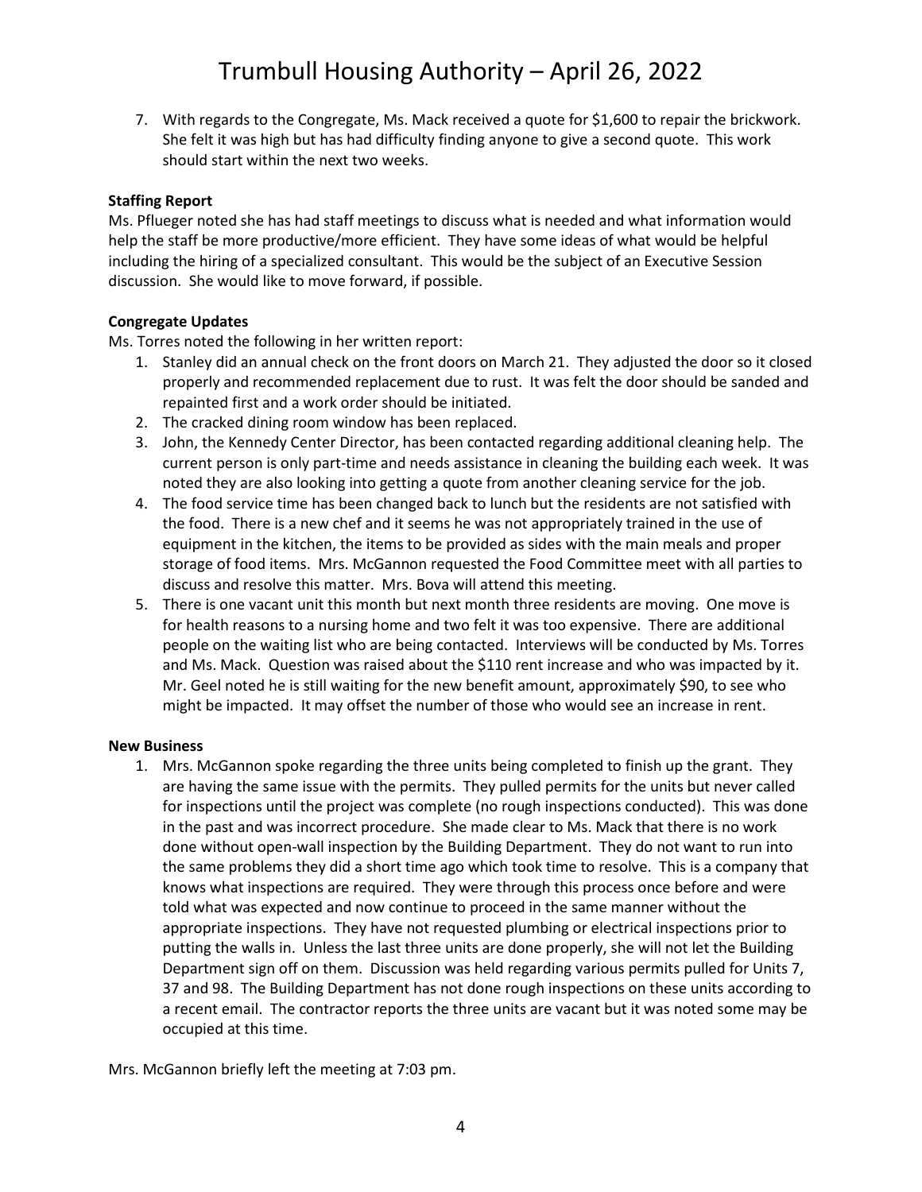7. With regards to the Congregate, Ms. Mack received a quote for $1,600 to repair the brickwork. She felt it was high but has had difficulty finding anyone to give a second quote. This work should start within the next two weeks.

**Staffing Report**

Ms. Pflueger noted she has had staff meetings to discuss what is needed and what information would help the staff be more productive/more efficient. They have some ideas of what would be helpful including the hiring of a specialized consultant. This would be the subject of an Executive Session discussion. She would like to move forward, if possible.

**Congregate Updates**

Ms. Torres noted the following in her written report:

1. Stanley did an annual check on the front doors on March 21. They adjusted the door so it closed properly and recommended replacement due to rust. It was felt the door should be sanded and repainted first and a work order should be initiated.
2. The cracked dining room window has been replaced.
3. John, the Kennedy Center Director, has been contacted regarding additional cleaning help. The current person is only part-time and needs assistance in cleaning the building each week. It was noted they are also looking into getting a quote from another cleaning service for the job.
4. The food service time has been changed back to lunch but the residents are not satisfied with the food. There is a new chef and it seems he was not appropriately trained in the use of equipment in the kitchen, the items to be provided as sides with the main meals and proper storage of food items. Mrs. McGannon requested the Food Committee meet with all parties to discuss and resolve this matter. Mrs. Bova will attend this meeting.
5. There is one vacant unit this month but next month three residents are moving. One move is for health reasons to a nursing home and two felt it was too expensive. There are additional people on the waiting list who are being contacted. Interviews will be conducted by Ms. Torres and Ms. Mack. Question was raised about the $110 rent increase and who was impacted by it. Mr. Geel noted he is still waiting for the new benefit amount, approximately $90, to see who might be impacted. It may offset the number of those who would see an increase in rent.

**New Business**

1. Mrs. McGannon spoke regarding the three units being completed to finish up the grant. They are having the same issue with the permits. They pulled permits for the units but never called for inspections until the project was complete (no rough inspections conducted). This was done in the past and was incorrect procedure. She made clear to Ms. Mack that there is no work done without open-wall inspection by the Building Department. They do not want to run into the same problems they did a short time ago which took time to resolve. This is a company that knows what inspections are required. They were through this process once before and were told what was expected and now continue to proceed in the same manner without the appropriate inspections. They have not requested plumbing or electrical inspections prior to putting the walls in. Unless the last three units are done properly, she will not let the Building Department sign off on them. Discussion was held regarding various permits pulled for Units 7, 37 and 98. The Building Department has not done rough inspections on these units according to a recent email. The contractor reports the three units are vacant but it was noted some may be occupied at this time.

Mrs. McGannon briefly left the meeting at 7:03 pm.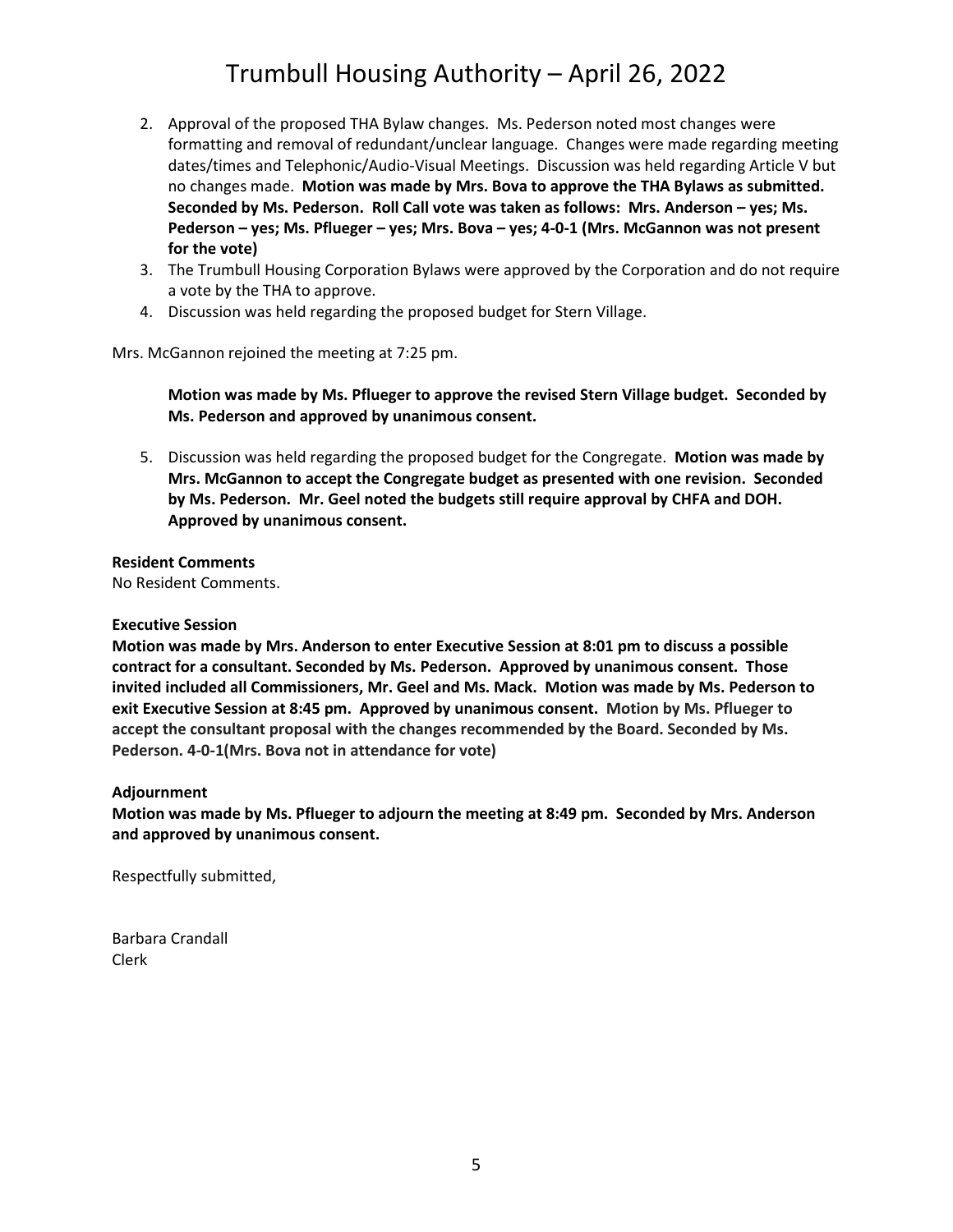2. Approval of the proposed THA Bylaw changes. Ms. Pederson noted most changes were formatting and removal of redundant/unclear language. Changes were made regarding meeting dates/times and Telephonic/Audio-Visual Meetings. Discussion was held regarding Article V but no changes made. **Motion was made by Mrs. Bova to approve the THA Bylaws as submitted. Seconded by Ms. Pederson. Roll Call vote was taken as follows: Mrs. Anderson – yes; Ms. Pederson – yes; Ms. Pflueger – yes; Mrs. Bova – yes; 4-0-1 (Mrs. McGannon was not present for the vote)**
3. The Trumbull Housing Corporation Bylaws were approved by the Corporation and do not require a vote by the THA to approve.
4. Discussion was held regarding the proposed budget for Stern Village.

Mrs. McGannon rejoined the meeting at 7:25 pm.

**Motion was made by Ms. Pflueger to approve the revised Stern Village budget. Seconded by Ms. Pederson and approved by unanimous consent.**

5. Discussion was held regarding the proposed budget for the Congregate. **Motion was made by Mrs. McGannon to accept the Congregate budget as presented with one revision. Seconded by Ms. Pederson. Mr. Geel noted the budgets still require approval by CHFA and DOH. Approved by unanimous consent.**

**Resident Comments**

No Resident Comments.

**Executive Session**

**Motion was made by Mrs. Anderson to enter Executive Session at 8:01 pm to discuss a possible contract for a consultant. Seconded by Ms. Pederson. Approved by unanimous consent. Those invited included all Commissioners, Mr. Geel and Ms. Mack. Motion was made by Ms. Pederson to exit Executive Session at 8:45 pm. Approved by unanimous consent. Motion by Ms. Pflueger to accept the consultant proposal with the changes recommended by the Board. Seconded by Ms. Pederson. 4-0-1(Mrs. Bova not in attendance for vote)**

**Adjournment**

**Motion was made by Ms. Pflueger to adjourn the meeting at 8:49 pm. Seconded by Mrs. Anderson and approved by unanimous consent.**

Respectfully submitted,

Barbara Crandall
Clerk